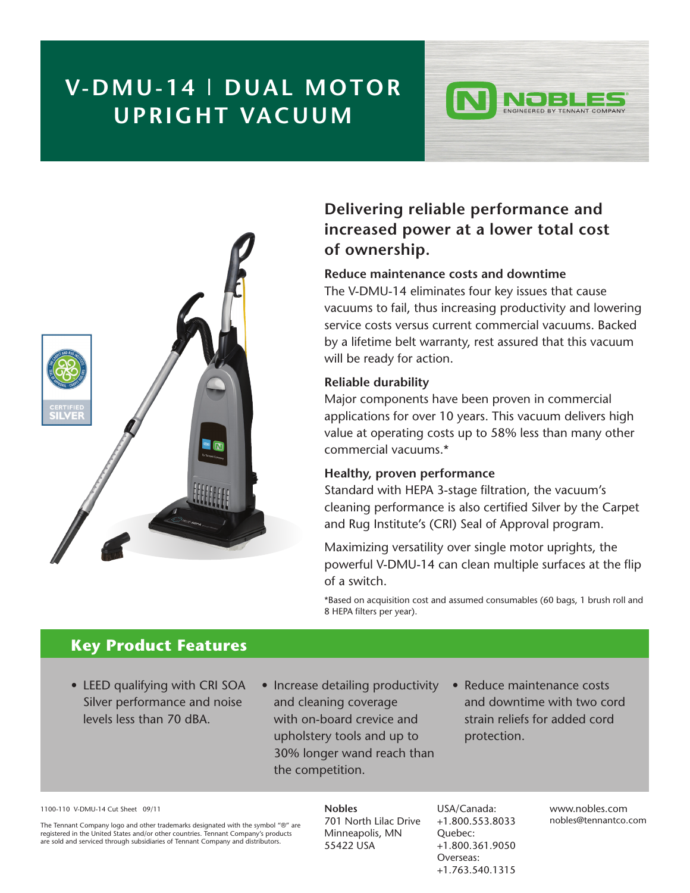# V-DMU-14 | DUAL MOTOR UPRIGHT VACUUM

NOBLES
ENGINEERED BY TENNANT COMPANY

CERTIFIED SILVER

## Delivering reliable performance and increased power at a lower total cost of ownership.

### Reduce maintenance costs and downtime

The V-DMU-14 eliminates four key issues that cause vacuums to fail, thus increasing productivity and lowering service costs versus current commercial vacuums. Backed by a lifetime belt warranty, rest assured that this vacuum will be ready for action.

### Reliable durability

Major components have been proven in commercial applications for over 10 years. This vacuum delivers high value at operating costs up to 58% less than many other commercial vacuums.*

### Healthy, proven performance

Standard with HEPA 3-stage filtration, the vacuum's cleaning performance is also certified Silver by the Carpet and Rug Institute's (CRI) Seal of Approval program.

Maximizing versatility over single motor uprights, the powerful V-DMU-14 can clean multiple surfaces at the flip of a switch.

*Based on acquisition cost and assumed consumables (60 bags, 1 brush roll and 8 HEPA filters per year).

## Key Product Features

- LEED qualifying with CRI SOA Silver performance and noise levels less than 70 dBA.
- Increase detailing productivity and cleaning coverage with on-board crevice and upholstery tools and up to 30% longer wand reach than the competition.
- Reduce maintenance costs and downtime with two cord strain reliefs for added cord protection.

1100-110 V-DMU-14 Cut Sheet 09/11

The Tennant Company logo and other trademarks designated with the symbol "®" are registered in the United States and/or other countries. Tennant Company's products are sold and serviced through subsidiaries of Tennant Company and distributors.

**Nobles**
701 North Lilac Drive
Minneapolis, MN
55422 USA

USA/Canada:
+1.800.553.8033
Quebec:
+1.800.361.9050
Overseas:
+1.763.540.1315

www.nobles.com
nobles@tennantco.com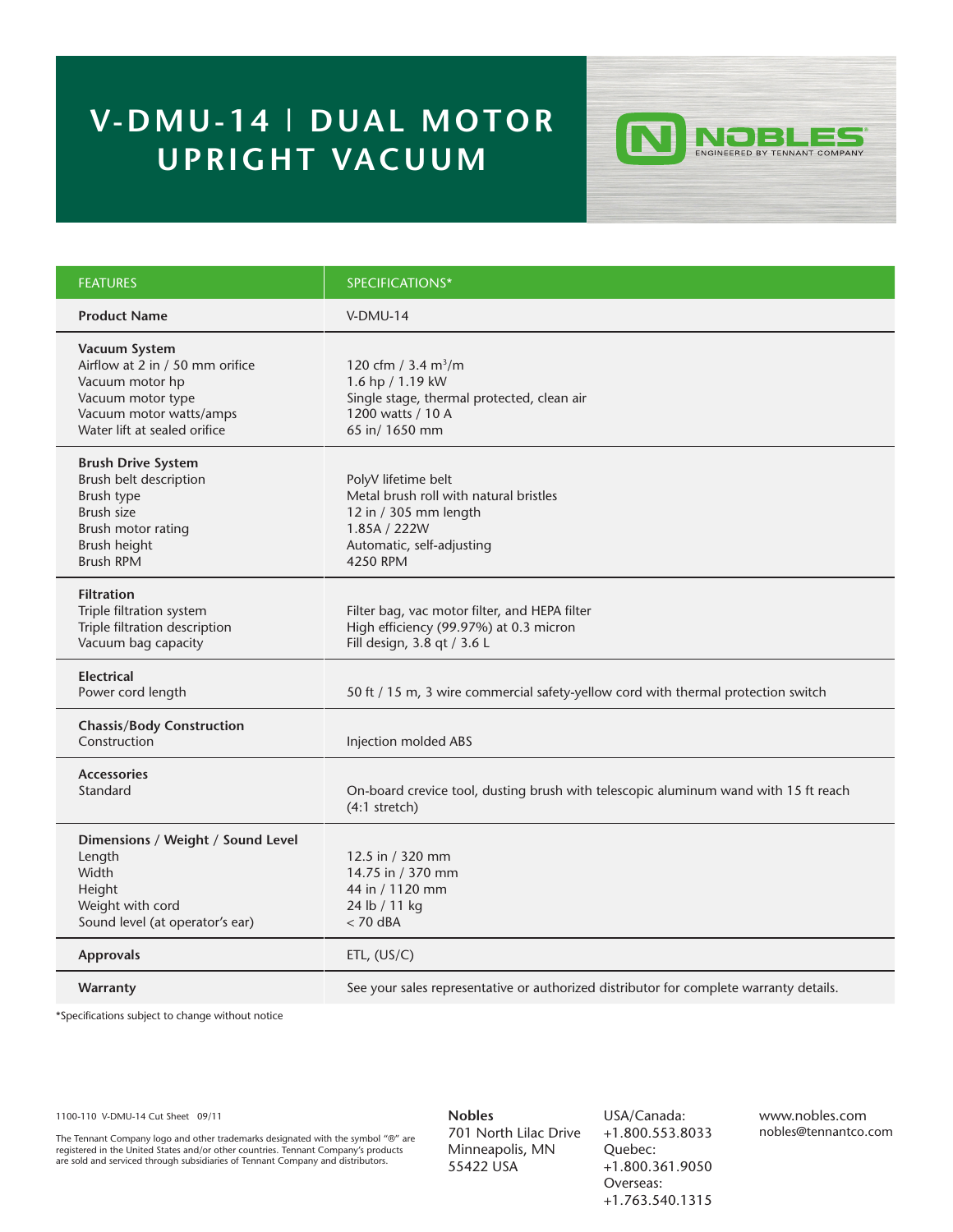# V-DMU-14 | DUAL MOTOR UPRIGHT VACUUM

NOBLES
ENGINEERED BY TENNANT COMPANY

| FEATURES | SPECIFICATIONS* |
|---|---|
| **Product Name** | V-DMU-14 |
| **Vacuum System** | |
| Airflow at 2 in / 50 mm orifice | 120 cfm / 3.4 m³/m |
| Vacuum motor hp | 1.6 hp / 1.19 kW |
| Vacuum motor type | Single stage, thermal protected, clean air |
| Vacuum motor watts/amps | 1200 watts / 10 A |
| Water lift at sealed orifice | 65 in/ 1650 mm |
| **Brush Drive System** | |
| Brush belt description | PolyV lifetime belt |
| Brush type | Metal brush roll with natural bristles |
| Brush size | 12 in / 305 mm length |
| Brush motor rating | 1.85A / 222W |
| Brush height | Automatic, self-adjusting |
| Brush RPM | 4250 RPM |
| **Filtration** | |
| Triple filtration system | Filter bag, vac motor filter, and HEPA filter |
| Triple filtration description | High efficiency (99.97%) at 0.3 micron |
| Vacuum bag capacity | Fill design, 3.8 qt / 3.6 L |
| **Electrical** | |
| Power cord length | 50 ft / 15 m, 3 wire commercial safety-yellow cord with thermal protection switch |
| **Chassis/Body Construction** | |
| Construction | Injection molded ABS |
| **Accessories** | |
| Standard | On-board crevice tool, dusting brush with telescopic aluminum wand with 15 ft reach (4:1 stretch) |
| **Dimensions / Weight / Sound Level** | |
| Length | 12.5 in / 320 mm |
| Width | 14.75 in / 370 mm |
| Height | 44 in / 1120 mm |
| Weight with cord | 24 lb / 11 kg |
| Sound level (at operator's ear) | < 70 dBA |
| **Approvals** | ETL, (US/C) |
| **Warranty** | See your sales representative or authorized distributor for complete warranty details. |

*Specifications subject to change without notice

1100-110 V-DMU-14 Cut Sheet 09/11

The Tennant Company logo and other trademarks designated with the symbol "®" are registered in the United States and/or other countries. Tennant Company's products are sold and serviced through subsidiaries of Tennant Company and distributors.

**Nobles**
701 North Lilac Drive
Minneapolis, MN
55422 USA

USA/Canada:
+1.800.553.8033
Quebec:
+1.800.361.9050
Overseas:
+1.763.540.1315

www.nobles.com
nobles@tennantco.com